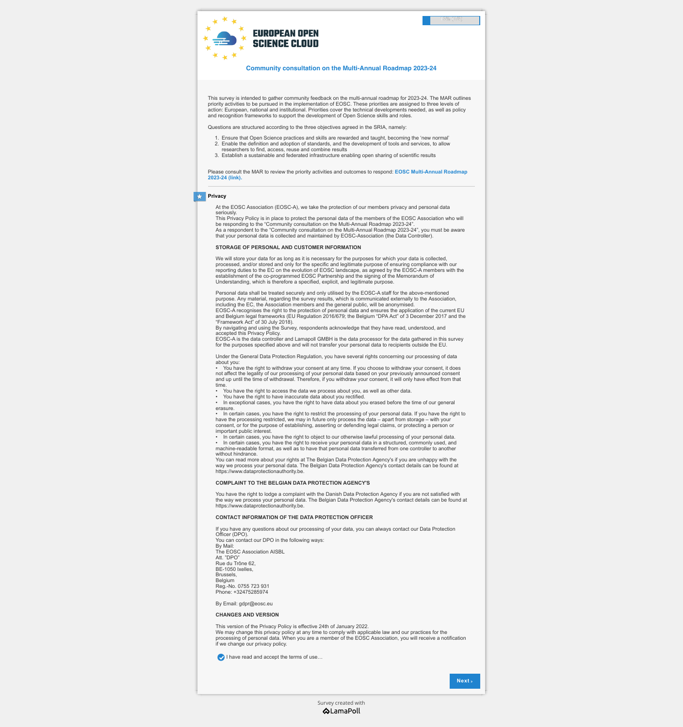EUROPEAN OPEN SCIENCE CLOUD

## Community consultation on the Multi-Annual Roadmap 2023-24

This survey is intended to gather community feedback on the multi-annual roadmap for 2023-24. The MAR outlines priority activities to be pursued in the implementation of EOSC. These priorities are assigned to three levels of action: European, national and institutional. Priorities cover the technical developments needed, as well as policy and recognition frameworks to support the development of Open Science skills and roles.

Questions are structured according to the three objectives agreed in the SRIA, namely:

1. Ensure that Open Science practices and skills are rewarded and taught, becoming the 'new normal'
2. Enable the definition and adoption of standards, and the development of tools and services, to allow researchers to find, access, reuse and combine results
3. Establish a sustainable and federated infrastructure enabling open sharing of scientific results

Please consult the MAR to review the priority activities and outcomes to respond: **EOSC Multi-Annual Roadmap 2023-24 (link).**

---

### Privacy

At the EOSC Association (EOSC-A), we take the protection of our members privacy and personal data seriously.
This Privacy Policy is in place to protect the personal data of the members of the EOSC Association who will be responding to the "Community consultation on the Multi-Annual Roadmap 2023-24".
As a respondent to the "Community consultation on the Multi-Annual Roadmap 2023-24", you must be aware that your personal data is collected and maintained by EOSC-Association (the Data Controller).

**STORAGE OF PERSONAL AND CUSTOMER INFORMATION**

We will store your data for as long as it is necessary for the purposes for which your data is collected, processed, and/or stored and only for the specific and legitimate purpose of ensuring compliance with our reporting duties to the EC on the evolution of EOSC landscape, as agreed by the EOSC-A members with the establishment of the co-programmed EOSC Partnership and the signing of the Memorandum of Understanding, which is therefore a specified, explicit, and legitimate purpose.

Personal data shall be treated securely and only utilised by the EOSC-A staff for the above-mentioned purpose. Any material, regarding the survey results, which is communicated externally to the Association, including the EC, the Association members and the general public, will be anonymised.
EOSC-A recognises the right to the protection of personal data and ensures the application of the current EU and Belgium legal frameworks (EU Regulation 2016/679; the Belgium "DPA Act" of 3 December 2017 and the "Framework Act" of 30 July 2018).
By navigating and using the Survey, respondents acknowledge that they have read, understood, and accepted this Privacy Policy.
EOSC-A is the data controller and Lamapoll GMBH is the data processor for the data gathered in this survey for the purposes specified above and will not transfer your personal data to recipients outside the EU.

Under the General Data Protection Regulation, you have several rights concerning our processing of data about you:
- You have the right to withdraw your consent at any time. If you choose to withdraw your consent, it does not affect the legality of our processing of your personal data based on your previously announced consent and up until the time of withdrawal. Therefore, if you withdraw your consent, it will only have effect from that time.
- You have the right to access the data we process about you, as well as other data.
- You have the right to have inaccurate data about you rectified.
- In exceptional cases, you have the right to have data about you erased before the time of our general erasure.
- In certain cases, you have the right to restrict the processing of your personal data. If you have the right to have the processing restricted, we may in future only process the data – apart from storage – with your consent, or for the purpose of establishing, asserting or defending legal claims, or protecting a person or important public interest.
- In certain cases, you have the right to object to our otherwise lawful processing of your personal data.
- In certain cases, you have the right to receive your personal data in a structured, commonly used, and machine-readable format, as well as to have that personal data transferred from one controller to another without hindrance.

You can read more about your rights at The Belgian Data Protection Agency's if you are unhappy with the way we process your personal data. The Belgian Data Protection Agency's contact details can be found at https://www.dataprotectionauthority.be.

**COMPLAINT TO THE BELGIAN DATA PROTECTION AGENCY'S**

You have the right to lodge a complaint with the Danish Data Protection Agency if you are not satisfied with the way we process your personal data. The Belgian Data Protection Agency's contact details can be found at https://www.dataprotectionauthority.be.

**CONTACT INFORMATION OF THE DATA PROTECTION OFFICER**

If you have any questions about our processing of your data, you can always contact our Data Protection Officer (DPO).
You can contact our DPO in the following ways:
By Mail:
The EOSC Association AISBL
Att. "DPO"
Rue du Trône 62,
BE-1050 Ixelles,
Brussels,
Belgium
Reg.-No. 0755 723 931
Phone: +32475285974

By Email: gdpr@eosc.eu

**CHANGES AND VERSION**

This version of the Privacy Policy is effective 24th of January 2022.
We may change this privacy policy at any time to comply with applicable law and our practices for the processing of personal data. When you are a member of the EOSC Association, you will receive a notification if we change our privacy policy.

☑ I have read and accept the terms of use…

Next ›

Survey created with LamaPoll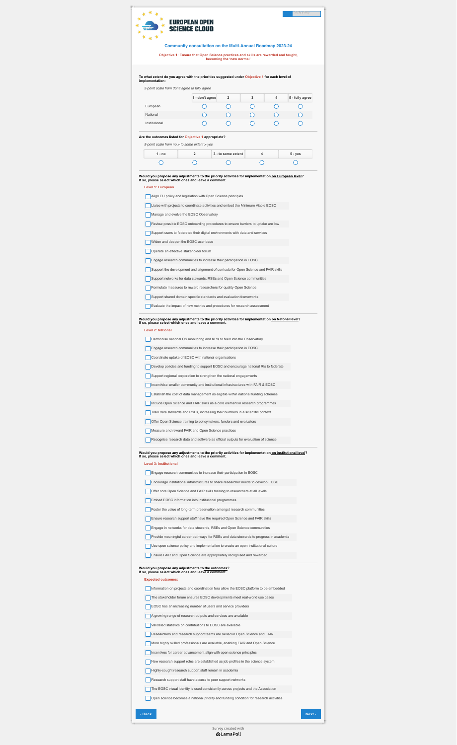# EUROPEAN OPEN SCIENCE CLOUD

## Community consultation on the Multi-Annual Roadmap 2023-24

**Objective 1: Ensure that Open Science practices and skills are rewarded and taught, becoming the 'new normal'**

**To what extent do you agree with the priorities suggested under Objective 1 for each level of implementation:**

*5-point scale from don't agree to fully agree*

| | 1 - don't agree | 2 | 3 | 4 | 5 - fully agree |
|---|---|---|---|---|---|
| European | ○ | ○ | ○ | ○ | ○ |
| National | ○ | ○ | ○ | ○ | ○ |
| Institutional | ○ | ○ | ○ | ○ | ○ |

**Are the outcomes listed for Objective 1 appropriate?**

*5-point scale from no > to some extent > yes*

| 1 - no | 2 | 3 - to some extent | 4 | 5 - yes |
|---|---|---|---|---|
| ○ | ○ | ○ | ○ | ○ |

**Would you propose any adjustments to the priority activities for implementation on European level? If so, please select which ones and leave a comment.**

**Level 1: European**

- [ ] Align EU policy and legislation with Open Science principles
- [ ] Liaise with projects to coordinate activities and embed the Minimum Viable EOSC
- [ ] Manage and evolve the EOSC Observatory
- [ ] Review possible EOSC onboarding procedures to ensure barriers to uptake are low
- [ ] Support users to federated their digital environments with data and services
- [ ] Widen and deepen the EOSC user base
- [ ] Operate an effective stakeholder forum
- [ ] Engage research communities to increase their participation in EOSC
- [ ] Support the development and alignment of curricula for Open Science and FAIR skills
- [ ] Support networks for data stewards, RSEs and Open Science communities
- [ ] Formulate measures to reward researchers for quality Open Science
- [ ] Support shared domain specific standards and evaluation frameworks
- [ ] Evaluate the impact of new metrics and procedures for research assessment

**Would you propose any adjustments to the priority activities for implementation on Natonal level? If so, please select which ones and leave a comment.**

**Level 2: National**

- [ ] Harmonise national OS monitoring and KPIs to feed into the Observatory
- [ ] Engage research communities to increase their participation in EOSC
- [ ] Coordinate uptake of EOSC with national organisations
- [ ] Develop policies and funding to support EOSC and encourage national RIs to federate
- [ ] Support regional corporation to strengthen the national engagements
- [ ] Incentivise smaller community and institutional infrastructures with FAIR & EOSC
- [ ] Establish the cost of data management as eligible within national funding schemes
- [ ] Include Open Science and FAIR skills as a core element in research programmes
- [ ] Train data stewards and RSEs, increasing their numbers in a scientific context
- [ ] Offer Open Science training to policymakers, funders and evaluators
- [ ] Measure and reward FAIR and Open Science practices
- [ ] Recognise research data and software as official outputs for evaluation of science

**Would you propose any adjustments to the priority activities for implementation on institutional level? If so, please select which ones and leave a comment.**

**Level 3: institutional**

- [ ] Engage research communities to increase their participation in EOSC
- [ ] Encourage institutional infrastructures to share researcher needs to develop EOSC
- [ ] Offer core Open Science and FAIR skills training to researchers at all levels
- [ ] Embed EOSC information into institutional programmes
- [ ] Foster the value of long-term preservation amongst research communities
- [ ] Ensure research support staff have the required Open Science and FAIR skills
- [ ] Engage in networks for data stewards, RSEs and Open Science communities
- [ ] Provide meaningful career pathways for RSEs and data stewards to progress in academia
- [ ] Use open science policy and implementation to create an open institutional culture
- [ ] Ensure FAIR and Open Science are appropriately recognised and rewarded

**Would you propose any adjustments to the outcomes? If so, please select which ones and leave a comment.**

**Expected outcomes:**

- [ ] Information on projects and coordination fora allow the EOSC platform to be embedded
- [ ] The stakeholder forum ensures EOSC developments meet real-world use cases
- [ ] EOSC has an increasing number of users and service providers
- [ ] A growing range of research outputs and services are available
- [ ] Validated statistics on contributions to EOSC are available
- [ ] Researchers and research support teams are skilled in Open Science and FAIR
- [ ] More highly skilled professionals are available, enabling FAIR and Open Science
- [ ] Incentives for career advancement align with open science principles
- [ ] New research support roles are established as job profiles in the science system
- [ ] Highly-sought research support staff remain in academia
- [ ] Research support staff have access to peer support networks
- [ ] The EOSC visual identity is used consistently across projects and the Association
- [ ] Open science becomes a national priority and funding condition for research activities

‹ Back    Next ›

Survey created with LamaPoll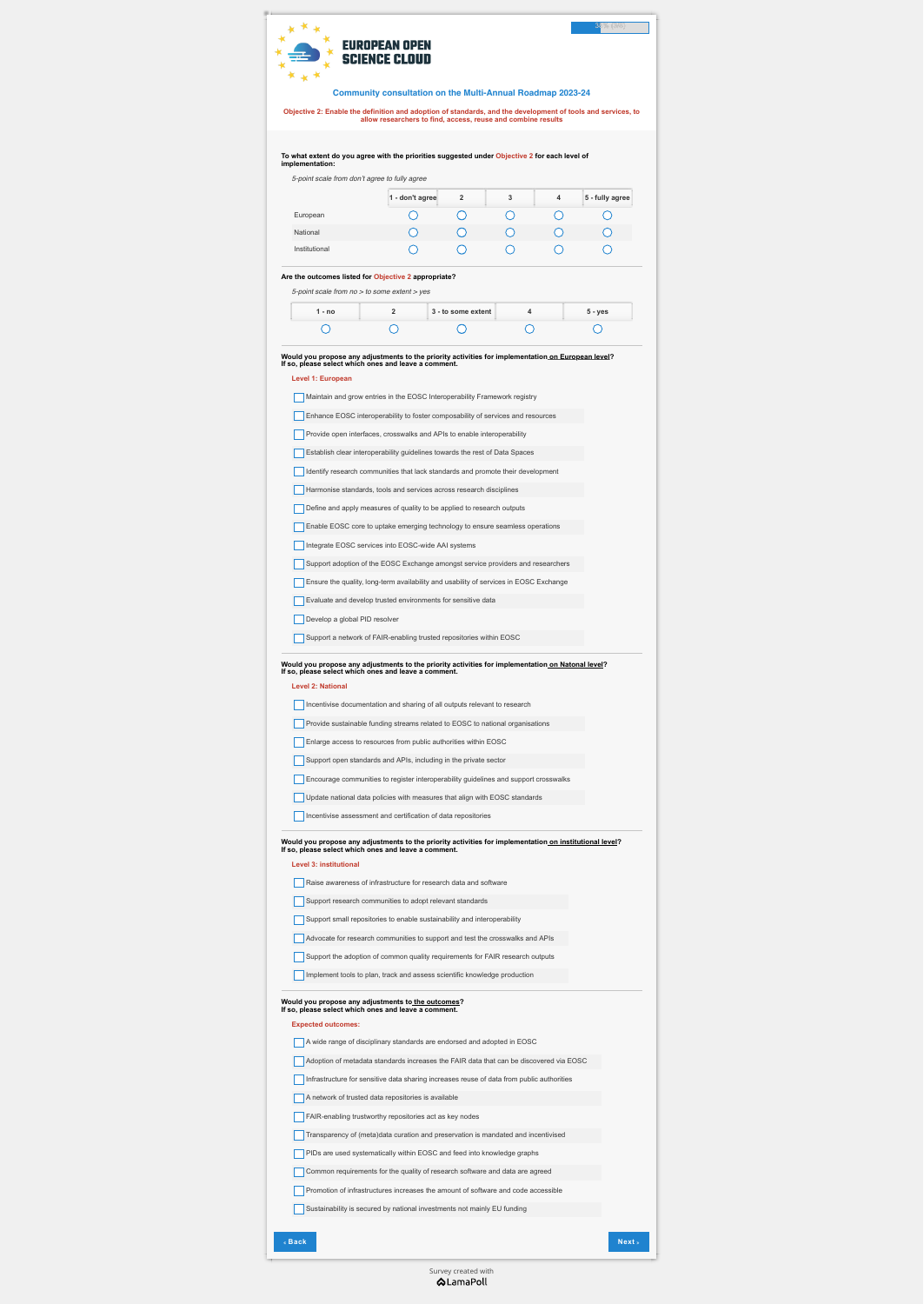# EUROPEAN OPEN SCIENCE CLOUD

**Community consultation on the Multi-Annual Roadmap 2023-24**

**Objective 2: Enable the definition and adoption of standards, and the development of tools and services, to allow researchers to find, access, reuse and combine results**

**To what extent do you agree with the priorities suggested under Objective 2 for each level of implementation:**

*5-point scale from don't agree to fully agree*

| | 1 - don't agree | 2 | 3 | 4 | 5 - fully agree |
|---|---|---|---|---|---|
| European | ○ | ○ | ○ | ○ | ○ |
| National | ○ | ○ | ○ | ○ | ○ |
| Institutional | ○ | ○ | ○ | ○ | ○ |

**Are the outcomes listed for Objective 2 appropriate?**

*5-point scale from no > to some extent > yes*

| 1 - no | 2 | 3 - to some extent | 4 | 5 - yes |
|---|---|---|---|---|
| ○ | ○ | ○ | ○ | ○ |

**Would you propose any adjustments to the priority activities for implementation on European level? If so, please select which ones and leave a comment.**

**Level 1: European**

- ☐ Maintain and grow entries in the EOSC Interoperability Framework registry
- ☐ Enhance EOSC interoperability to foster composability of services and resources
- ☐ Provide open interfaces, crosswalks and APIs to enable interoperability
- ☐ Establish clear interoperability guidelines towards the rest of Data Spaces
- ☐ Identify research communities that lack standards and promote their development
- ☐ Harmonise standards, tools and services across research disciplines
- ☐ Define and apply measures of quality to be applied to research outputs
- ☐ Enable EOSC core to uptake emerging technology to ensure seamless operations
- ☐ Integrate EOSC services into EOSC-wide AAI systems
- ☐ Support adoption of the EOSC Exchange amongst service providers and researchers
- ☐ Ensure the quality, long-term availability and usability of services in EOSC Exchange
- ☐ Evaluate and develop trusted environments for sensitive data
- ☐ Develop a global PID resolver
- ☐ Support a network of FAIR-enabling trusted repositories within EOSC

**Would you propose any adjustments to the priority activities for implementation on Natonal level? If so, please select which ones and leave a comment.**

**Level 2: National**

- ☐ Incentivise documentation and sharing of all outputs relevant to research
- ☐ Provide sustainable funding streams related to EOSC to national organisations
- ☐ Enlarge access to resources from public authorities within EOSC
- ☐ Support open standards and APIs, including in the private sector
- ☐ Encourage communities to register interoperability guidelines and support crosswalks
- ☐ Update national data policies with measures that align with EOSC standards
- ☐ Incentivise assessment and certification of data repositories

**Would you propose any adjustments to the priority activities for implementation on institutional level? If so, please select which ones and leave a comment.**

**Level 3: institutional**

- ☐ Raise awareness of infrastructure for research data and software
- ☐ Support research communities to adopt relevant standards
- ☐ Support small repositories to enable sustainability and interoperability
- ☐ Advocate for research communities to support and test the crosswalks and APIs
- ☐ Support the adoption of common quality requirements for FAIR research outputs
- ☐ Implement tools to plan, track and assess scientific knowledge production

**Would you propose any adjustments to the outcomes? If so, please select which ones and leave a comment.**

**Expected outcomes:**

- ☐ A wide range of disciplinary standards are endorsed and adopted in EOSC
- ☐ Adoption of metadata standards increases the FAIR data that can be discovered via EOSC
- ☐ Infrastructure for sensitive data sharing increases reuse of data from public authorities
- ☐ A network of trusted data repositories is available
- ☐ FAIR-enabling trustworthy repositories act as key nodes
- ☐ Transparency of (meta)data curation and preservation is mandated and incentivised
- ☐ PIDs are used systematically within EOSC and feed into knowledge graphs
- ☐ Common requirements for the quality of research software and data are agreed
- ☐ Promotion of infrastructures increases the amount of software and code accessible
- ☐ Sustainability is secured by national investments not mainly EU funding

‹ Back | Next ›

Survey created with LamaPoll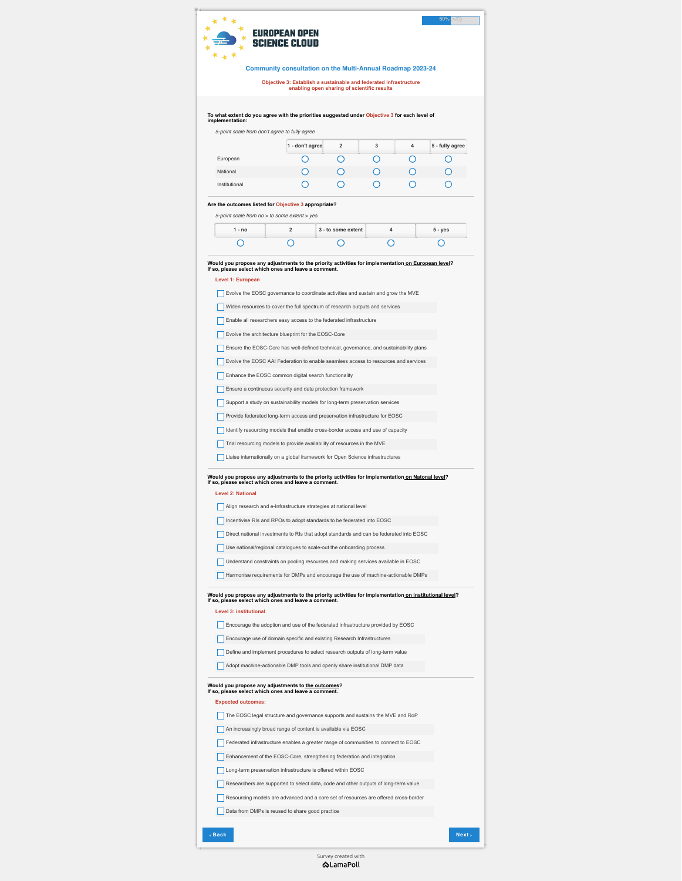EUROPEAN OPEN SCIENCE CLOUD

50%

## Community consultation on the Multi-Annual Roadmap 2023-24

### Objective 3: Establish a sustainable and federated infrastructure enabling open sharing of scientific results

**To what extent do you agree with the priorities suggested under Objective 3 for each level of implementation:**

*5-point scale from don't agree to fully agree*

| | 1 - don't agree | 2 | 3 | 4 | 5 - fully agree |
|---|---|---|---|---|---|
| European | ○ | ○ | ○ | ○ | ○ |
| National | ○ | ○ | ○ | ○ | ○ |
| Institutional | ○ | ○ | ○ | ○ | ○ |

**Are the outcomes listed for Objective 3 appropriate?**

*5-point scale from no > to some extent > yes*

| 1 - no | 2 | 3 - to some extent | 4 | 5 - yes |
|---|---|---|---|---|
| ○ | ○ | ○ | ○ | ○ |

**Would you propose any adjustments to the priority activities for implementation on European level? If so, please select which ones and leave a comment.**

Level 1: European

- [ ] Evolve the EOSC governance to coordinate activities and sustain and grow the MVE
- [ ] Widen resources to cover the full spectrum of research outputs and services
- [ ] Enable all researchers easy access to the federated infrastructure
- [ ] Evolve the architecture blueprint for the EOSC-Core
- [ ] Ensure the EOSC-Core has well-defined technical, governance, and sustainability plans
- [ ] Evolve the EOSC AAI Federation to enable seamless access to resources and services
- [ ] Enhance the EOSC common digital search functionality
- [ ] Ensure a continuous security and data protection framework
- [ ] Support a study on sustainability models for long-term preservation services
- [ ] Provide federated long-term access and preservation infrastructure for EOSC
- [ ] Identify resourcing models that enable cross-border access and use of capacity
- [ ] Trial resourcing models to provide availability of resources in the MVE
- [ ] Liaise internationally on a global framework for Open Science infrastructures

**Would you propose any adjustments to the priority activities for implementation on Natonal level? If so, please select which ones and leave a comment.**

Level 2: National

- [ ] Align research and e-Infrastructure strategies at national level
- [ ] Incentivise RIs and RPOs to adopt standards to be federated into EOSC
- [ ] Direct national investments to RIs that adopt standards and can be federated into EOSC
- [ ] Use national/regional catalogues to scale-out the onboarding process
- [ ] Understand constraints on pooling resources and making services available in EOSC
- [ ] Harmonise requirements for DMPs and encourage the use of machine-actionable DMPs

**Would you propose any adjustments to the priority activities for implementation on institutional level? If so, please select which ones and leave a comment.**

Level 3: institutional

- [ ] Encourage the adoption and use of the federated infrastructure provided by EOSC
- [ ] Encourage use of domain specific and existing Research Infrastructures
- [ ] Define and implement procedures to select research outputs of long-term value
- [ ] Adopt machine-actionable DMP tools and openly share institutional DMP data

**Would you propose any adjustments to the outcomes? If so, please select which ones and leave a comment.**

Expected outcomes:

- [ ] The EOSC legal structure and governance supports and sustains the MVE and RoP
- [ ] An increasingly broad range of content is available via EOSC
- [ ] Federated infrastructure enables a greater range of communities to connect to EOSC
- [ ] Enhancement of the EOSC-Core, strengthening federation and integration
- [ ] Long-term preservation infrastructure is offered within EOSC
- [ ] Researchers are supported to select data, code and other outputs of long-term value
- [ ] Resourcing models are advanced and a core set of resources are offered cross-border
- [ ] Data from DMPs is reused to share good practice

‹ Back | Next ›

Survey created with LamaPoll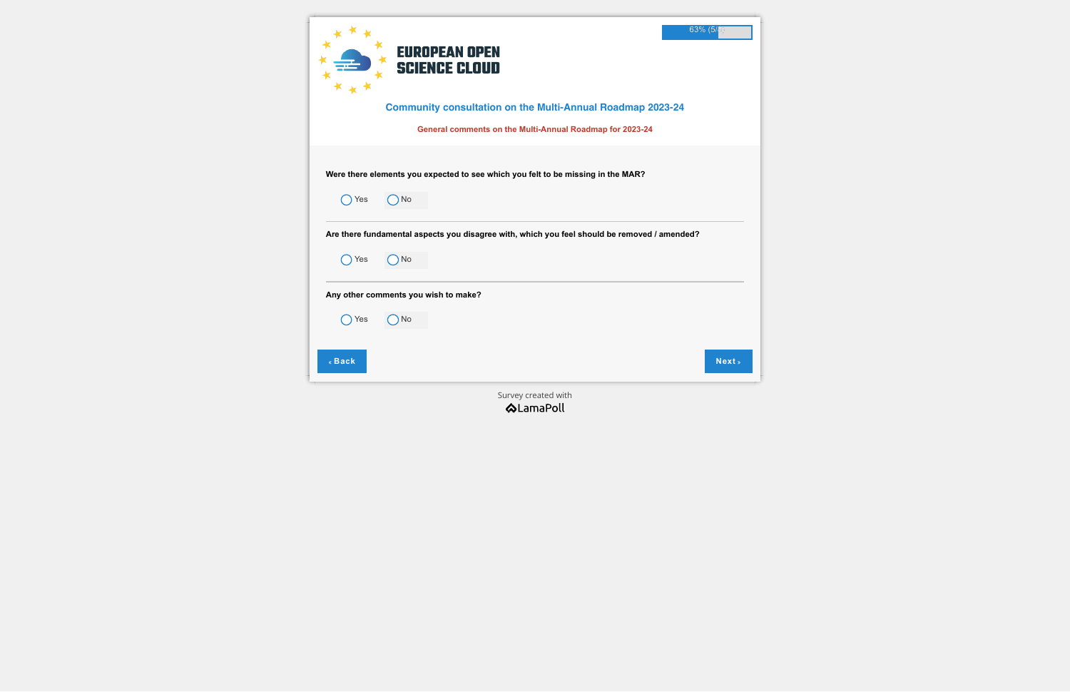63% (5/...)

EUROPEAN OPEN SCIENCE CLOUD

## Community consultation on the Multi-Annual Roadmap 2023-24

### General comments on the Multi-Annual Roadmap for 2023-24

**Were there elements you expected to see which you felt to be missing in the MAR?**

- ◯ Yes
- ◯ No

---

**Are there fundamental aspects you disagree with, which you feel should be removed / amended?**

- ◯ Yes
- ◯ No

---

**Any other comments you wish to make?**

- ◯ Yes
- ◯ No

‹ Back | Next ›

Survey created with LamaPoll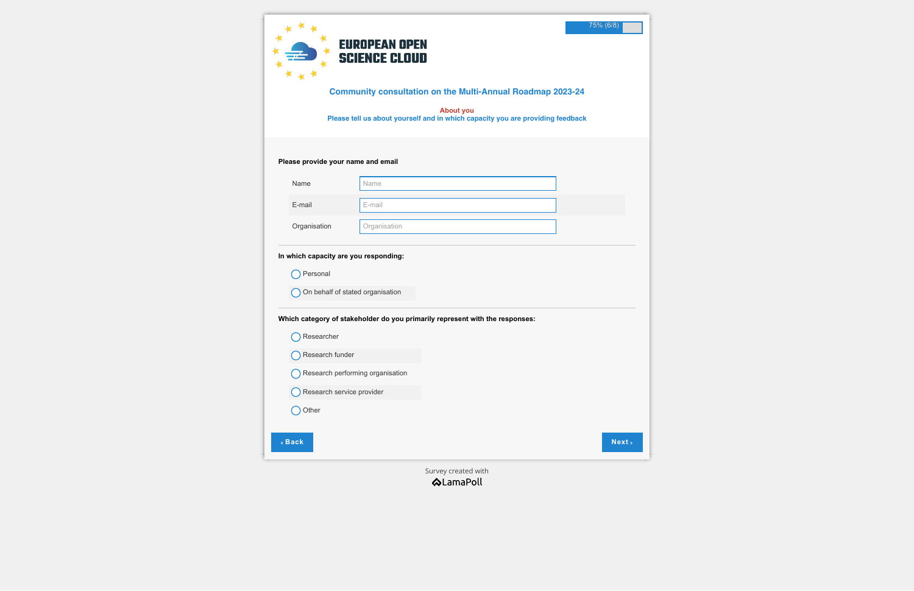75% (6/8)

EUROPEAN OPEN SCIENCE CLOUD

## Community consultation on the Multi-Annual Roadmap 2023-24

**About you**

**Please tell us about yourself and in which capacity you are providing feedback**

**Please provide your name and email**

| | |
|---|---|
| Name | Name |
| E-mail | E-mail |
| Organisation | Organisation |

**In which capacity are you responding:**

- ○ Personal
- ○ On behalf of stated organisation

**Which category of stakeholder do you primarily represent with the responses:**

- ○ Researcher
- ○ Research funder
- ○ Research performing organisation
- ○ Research service provider
- ○ Other

‹ Back Next ›

Survey created with LamaPoll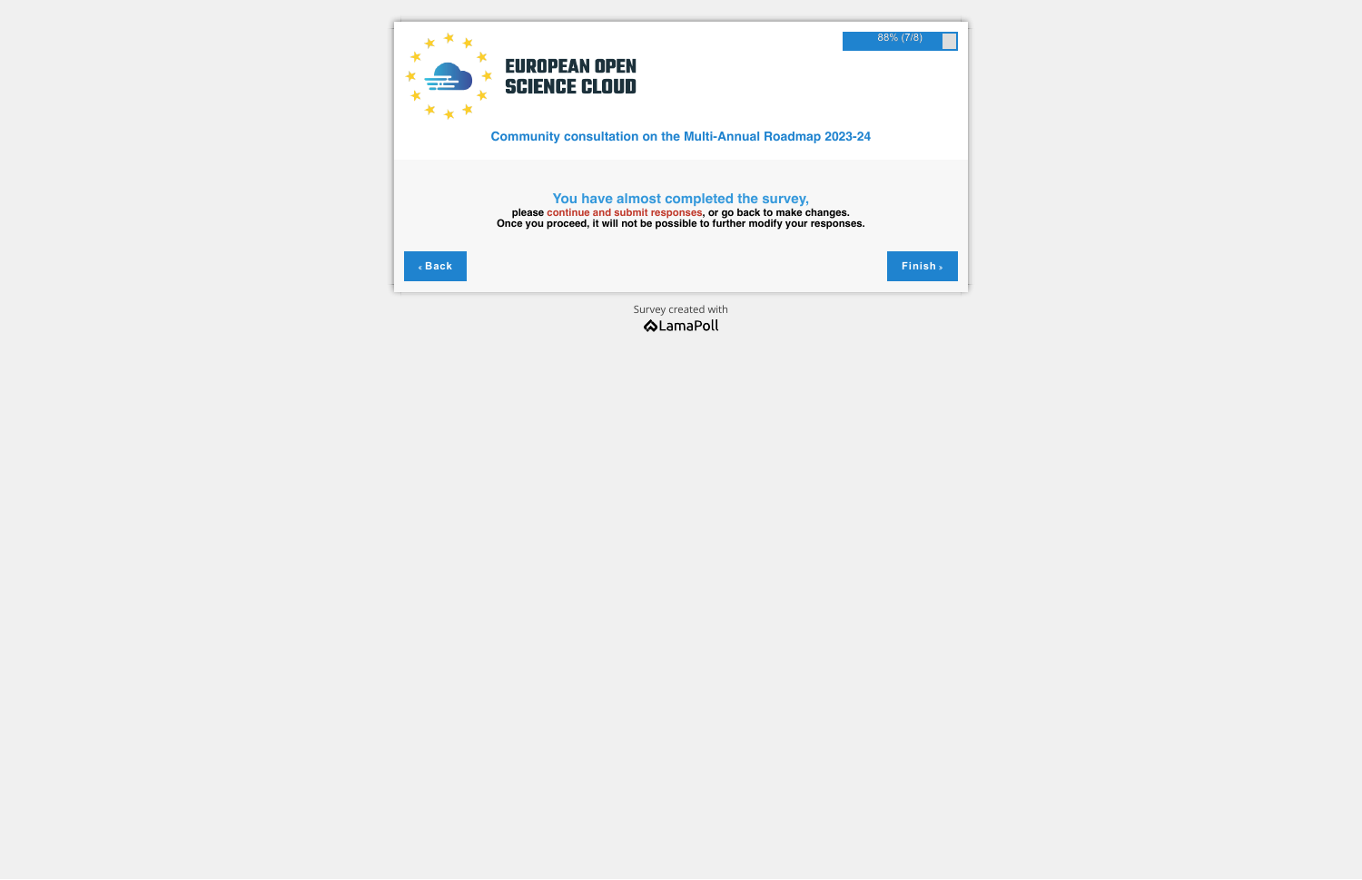88% (7/8)

EUROPEAN OPEN SCIENCE CLOUD

**Community consultation on the Multi-Annual Roadmap 2023-24**

## You have almost completed the survey,

**please continue and submit responses, or go back to make changes.**
**Once you proceed, it will not be possible to further modify your responses.**

‹ Back

Finish ›

Survey created with LamaPoll